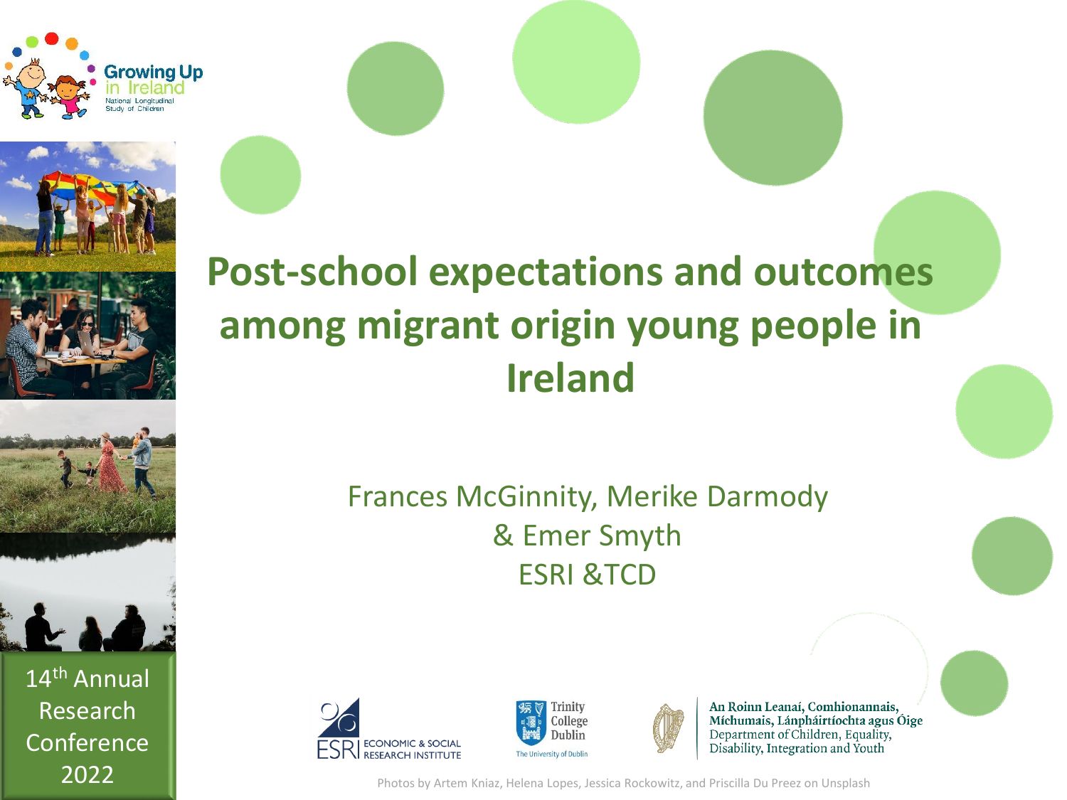# Post-school expectations and outcomes among migrant origin young people in Ireland

Frances McGinnity, Merike Darmody & Emer Smyth

ESRI &TCD

14th Annual Research Conference 2022

Photos by Artem Kniaz, Helena Lopes, Jessica Rockowitz, and Priscilla Du Preez on Unsplash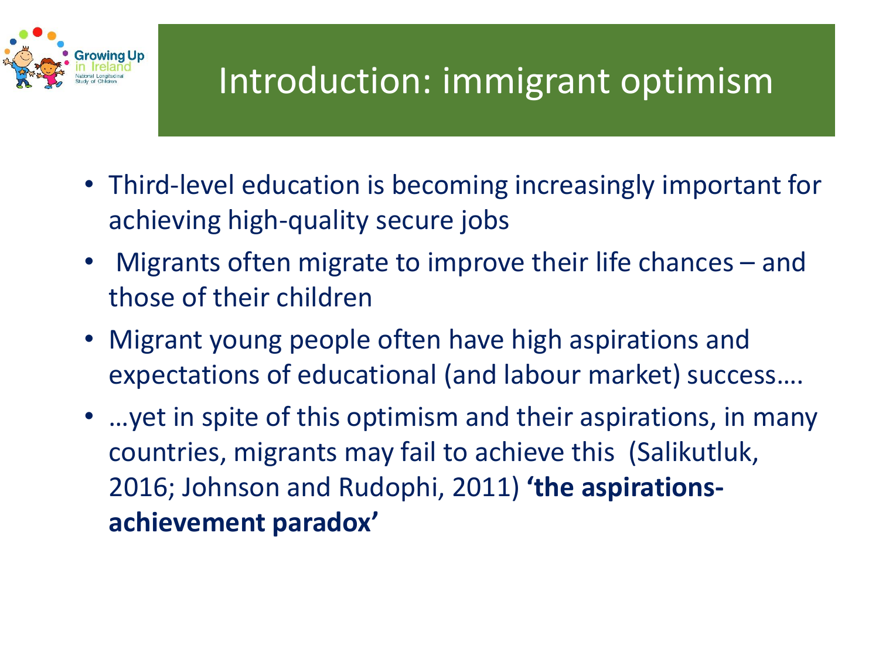# Introduction: immigrant optimism

- Third-level education is becoming increasingly important for achieving high-quality secure jobs
- Migrants often migrate to improve their life chances – and those of their children
- Migrant young people often have high aspirations and expectations of educational (and labour market) success….
- …yet in spite of this optimism and their aspirations, in many countries, migrants may fail to achieve this (Salikutluk, 2016; Johnson and Rudophi, 2011) **'the aspirations-achievement paradox'**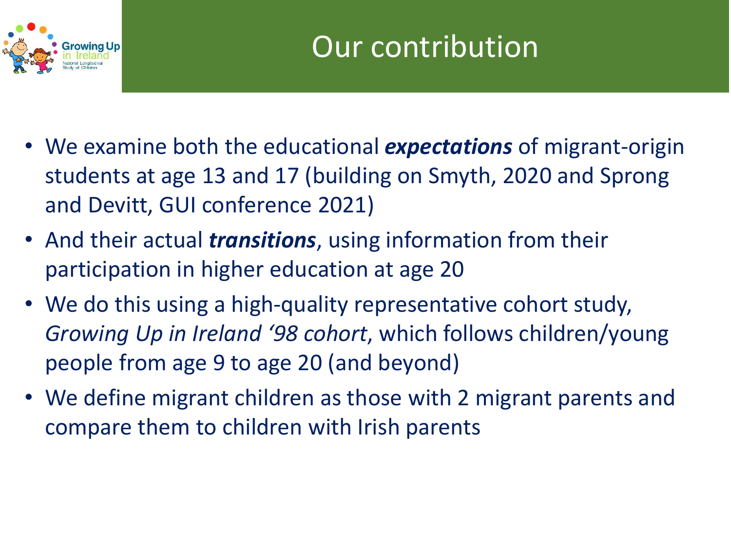# Our contribution

- We examine both the educational ***expectations*** of migrant-origin students at age 13 and 17 (building on Smyth, 2020 and Sprong and Devitt, GUI conference 2021)
- And their actual ***transitions***, using information from their participation in higher education at age 20
- We do this using a high-quality representative cohort study, *Growing Up in Ireland '98 cohort*, which follows children/young people from age 9 to age 20 (and beyond)
- We define migrant children as those with 2 migrant parents and compare them to children with Irish parents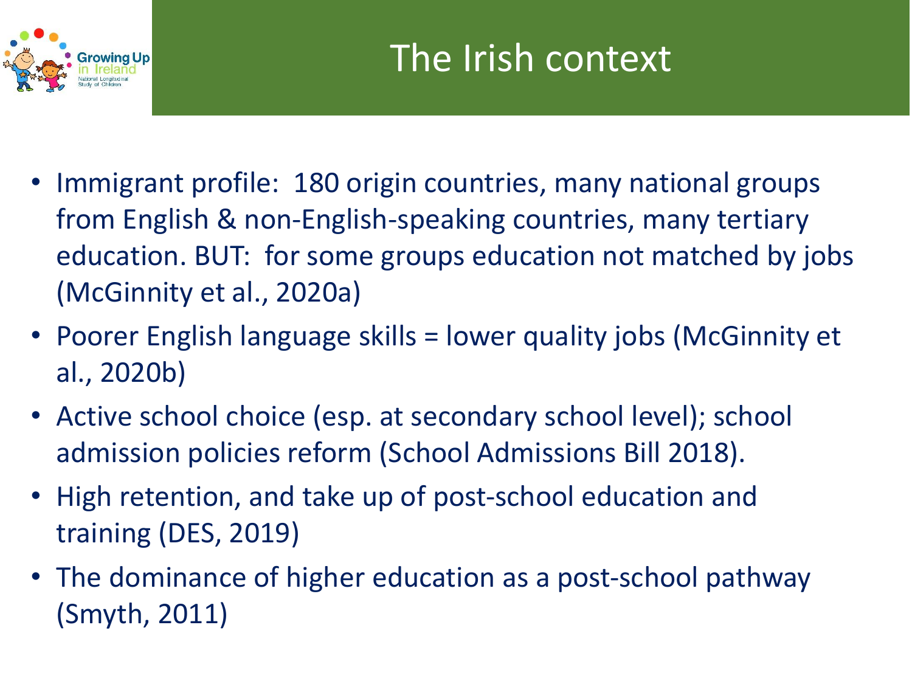# The Irish context

- Immigrant profile: 180 origin countries, many national groups from English & non-English-speaking countries, many tertiary education. BUT: for some groups education not matched by jobs (McGinnity et al., 2020a)
- Poorer English language skills = lower quality jobs (McGinnity et al., 2020b)
- Active school choice (esp. at secondary school level); school admission policies reform (School Admissions Bill 2018).
- High retention, and take up of post-school education and training (DES, 2019)
- The dominance of higher education as a post-school pathway (Smyth, 2011)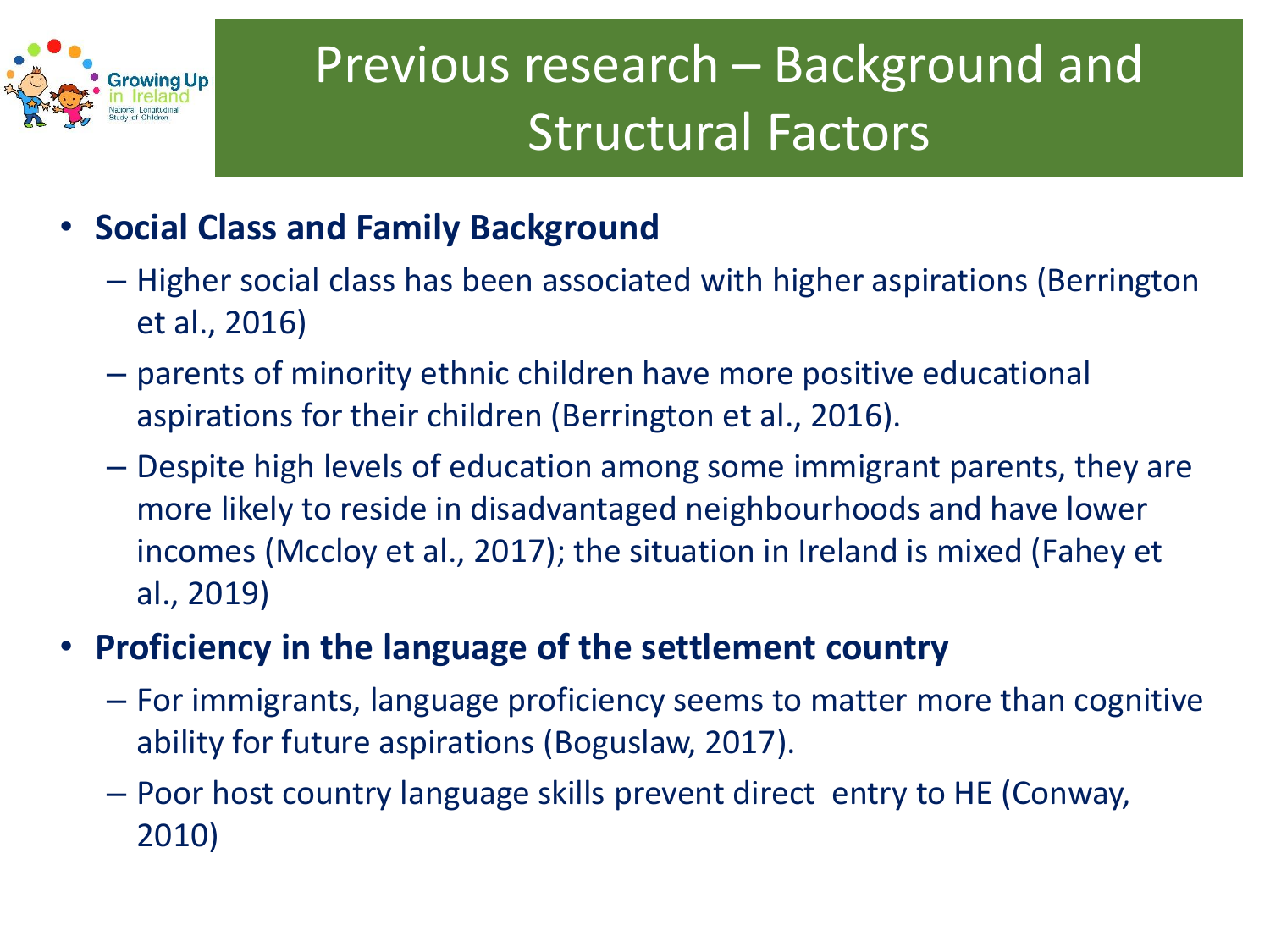# Previous research – Background and Structural Factors

- **Social Class and Family Background**
  - Higher social class has been associated with higher aspirations (Berrington et al., 2016)
  - parents of minority ethnic children have more positive educational aspirations for their children (Berrington et al., 2016).
  - Despite high levels of education among some immigrant parents, they are more likely to reside in disadvantaged neighbourhoods and have lower incomes (Mccloy et al., 2017); the situation in Ireland is mixed (Fahey et al., 2019)
- **Proficiency in the language of the settlement country**
  - For immigrants, language proficiency seems to matter more than cognitive ability for future aspirations (Boguslaw, 2017).
  - Poor host country language skills prevent direct entry to HE (Conway, 2010)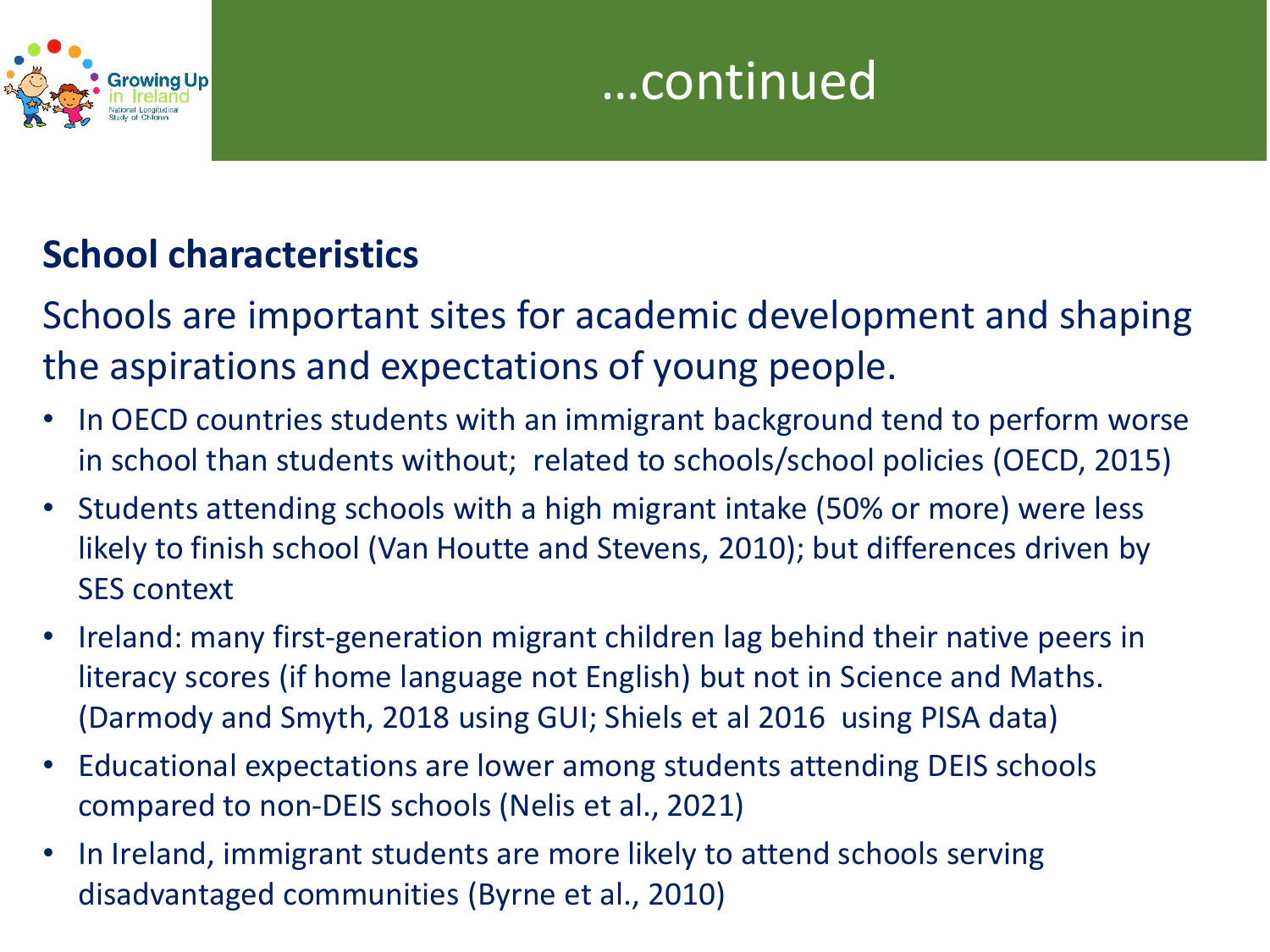# …continued

## School characteristics

Schools are important sites for academic development and shaping the aspirations and expectations of young people.

- In OECD countries students with an immigrant background tend to perform worse in school than students without; related to schools/school policies (OECD, 2015)
- Students attending schools with a high migrant intake (50% or more) were less likely to finish school (Van Houtte and Stevens, 2010); but differences driven by SES context
- Ireland: many first-generation migrant children lag behind their native peers in literacy scores (if home language not English) but not in Science and Maths. (Darmody and Smyth, 2018 using GUI; Shiels et al 2016 using PISA data)
- Educational expectations are lower among students attending DEIS schools compared to non-DEIS schools (Nelis et al., 2021)
- In Ireland, immigrant students are more likely to attend schools serving disadvantaged communities (Byrne et al., 2010)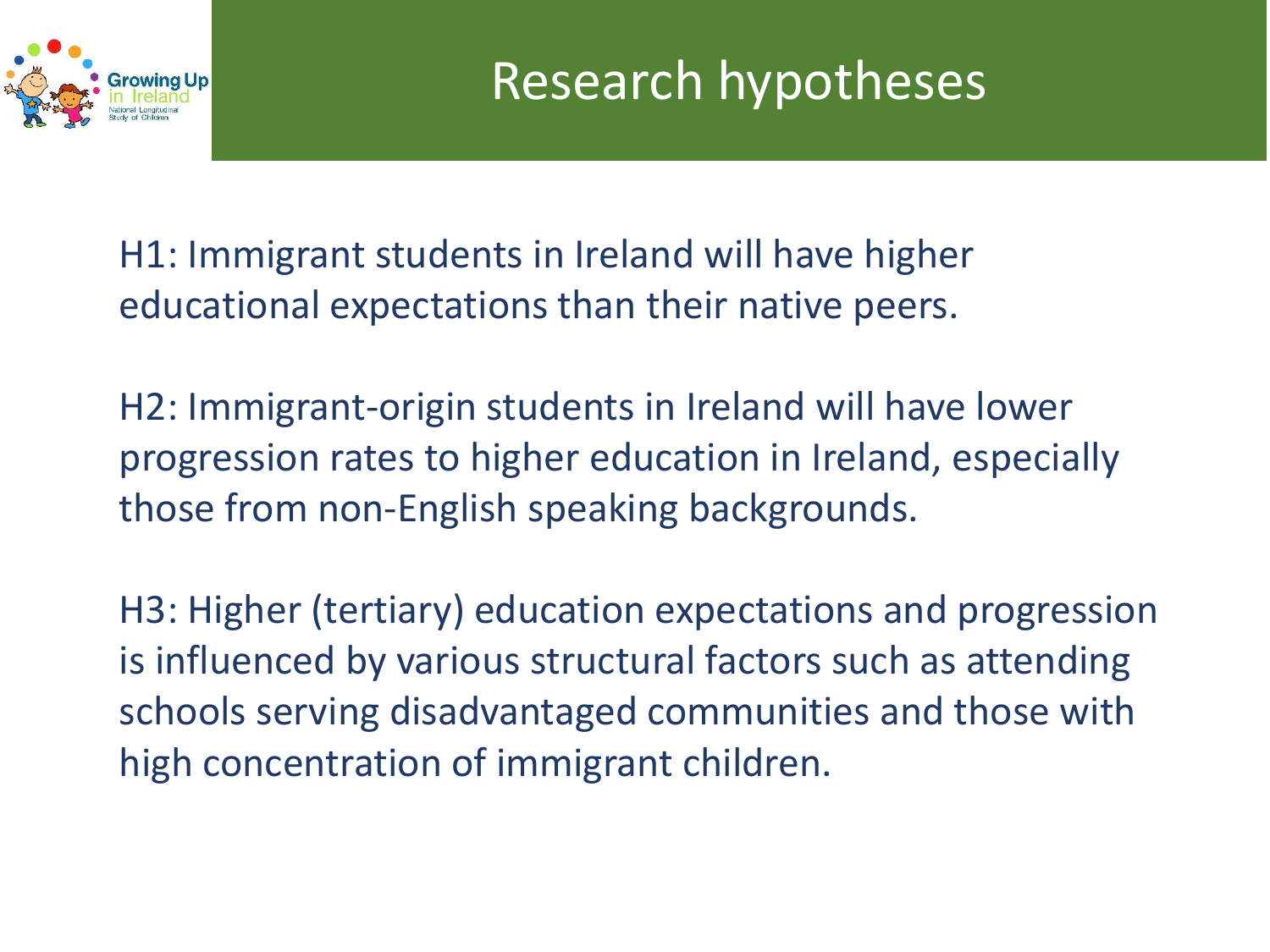# Research hypotheses

H1: Immigrant students in Ireland will have higher educational expectations than their native peers.

H2: Immigrant-origin students in Ireland will have lower progression rates to higher education in Ireland, especially those from non-English speaking backgrounds.

H3: Higher (tertiary) education expectations and progression is influenced by various structural factors such as attending schools serving disadvantaged communities and those with high concentration of immigrant children.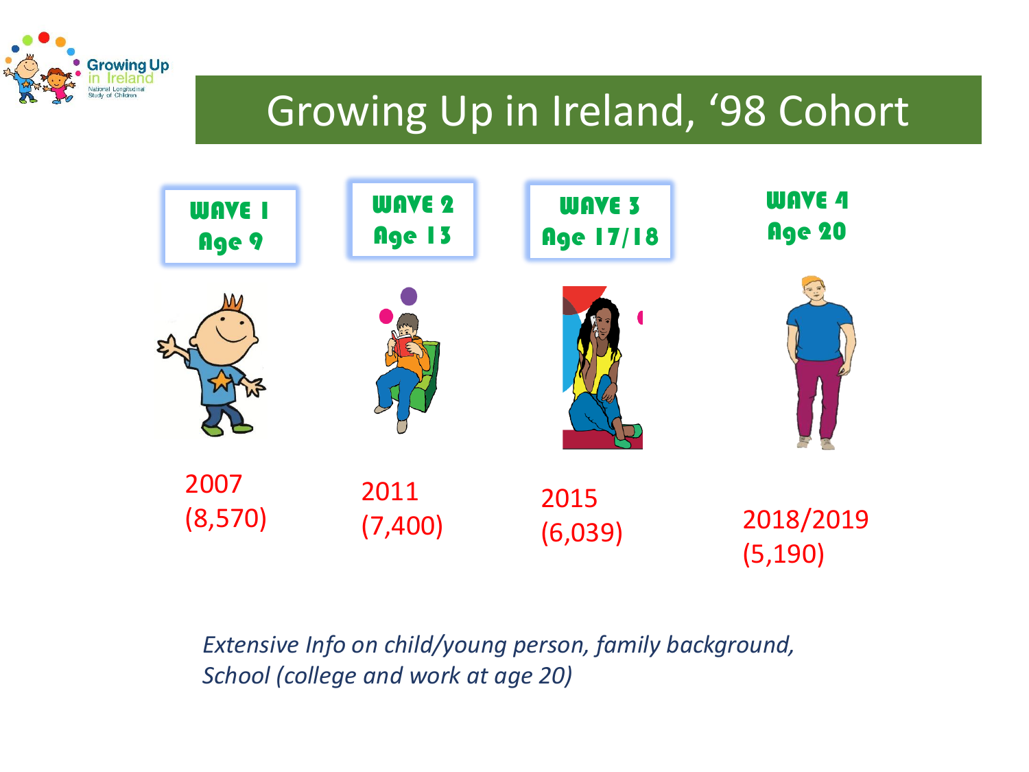# Growing Up in Ireland, '98 Cohort

| WAVE 1 | WAVE 2 | WAVE 3 | WAVE 4 |
| --- | --- | --- | --- |
| Age 9 | Age 13 | Age 17/18 | Age 20 |
| 2007 (8,570) | 2011 (7,400) | 2015 (6,039) | 2018/2019 (5,190) |

*Extensive Info on child/young person, family background, School (college and work at age 20)*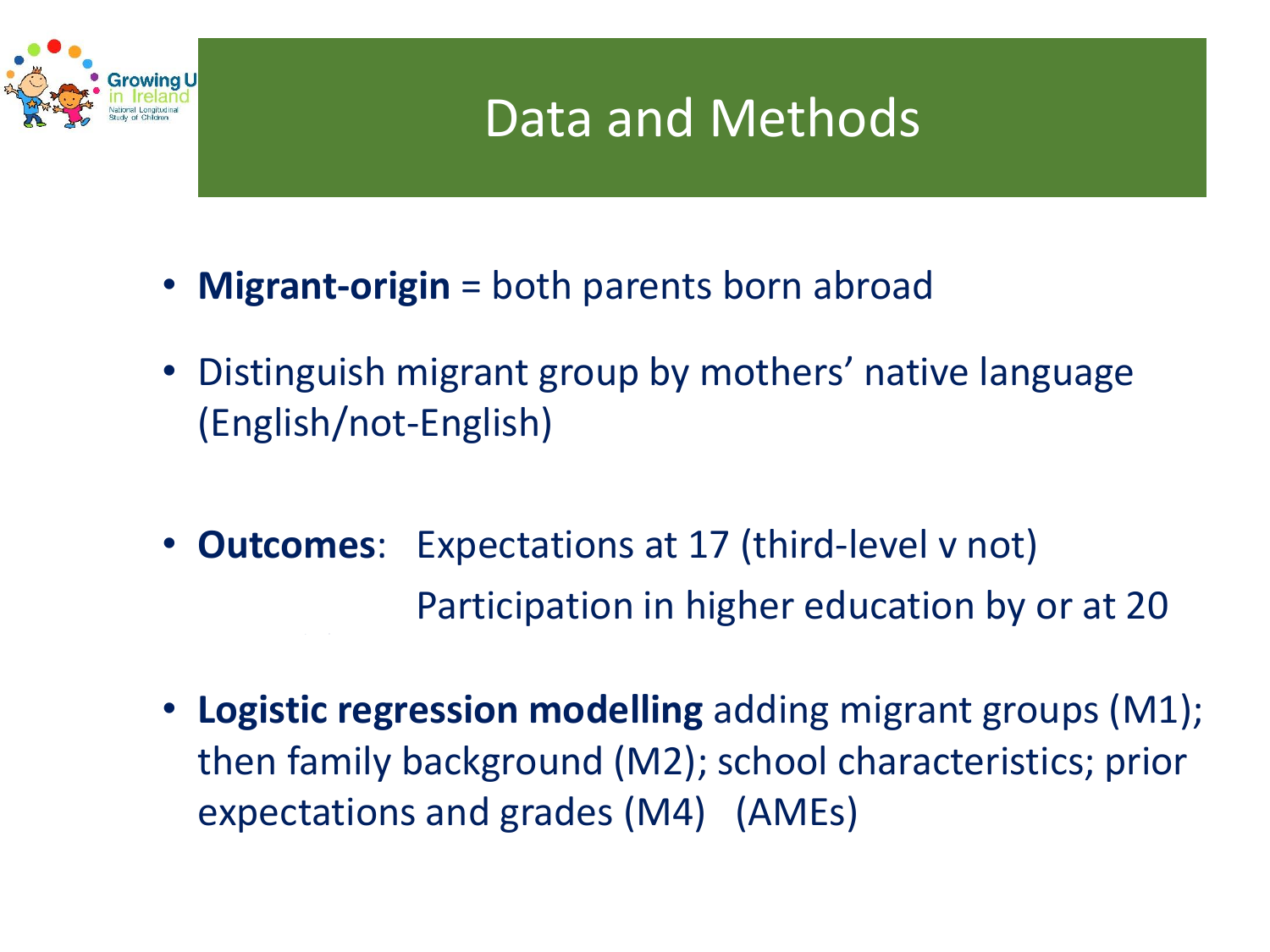# Data and Methods

- **Migrant-origin** = both parents born abroad
- Distinguish migrant group by mothers' native language (English/not-English)
- **Outcomes**: Expectations at 17 (third-level v not)
  Participation in higher education by or at 20
- **Logistic regression modelling** adding migrant groups (M1); then family background (M2); school characteristics; prior expectations and grades (M4) (AMEs)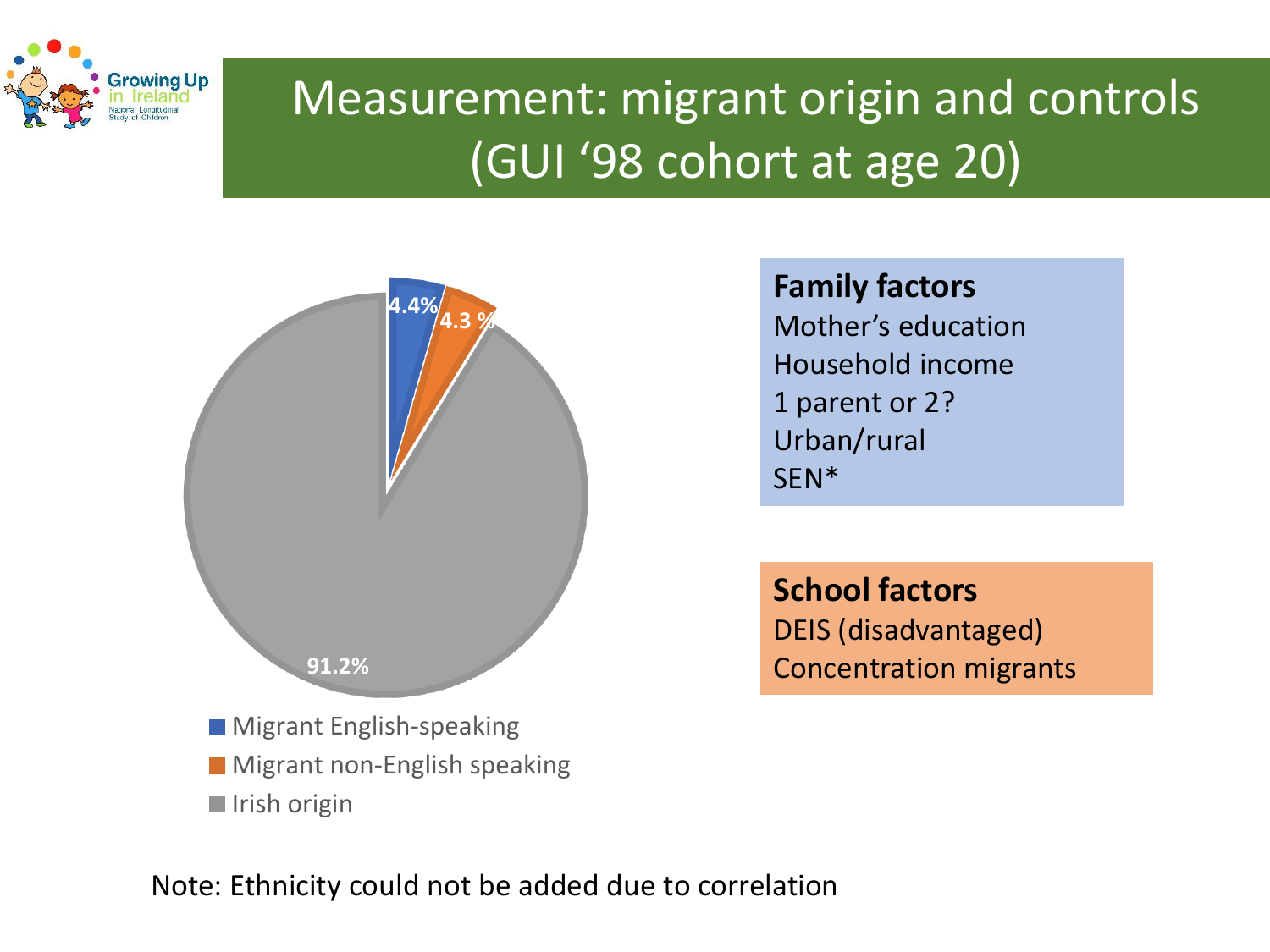# Measurement: migrant origin and controls (GUI '98 cohort at age 20)

- Migrant English-speaking: 4.4%
- Migrant non-English speaking: 4.3 %
- Irish origin: 91.2%

**Family factors**

Mother's education
Household income
1 parent or 2?
Urban/rural
SEN*

**School factors**

DEIS (disadvantaged)
Concentration migrants

Note: Ethnicity could not be added due to correlation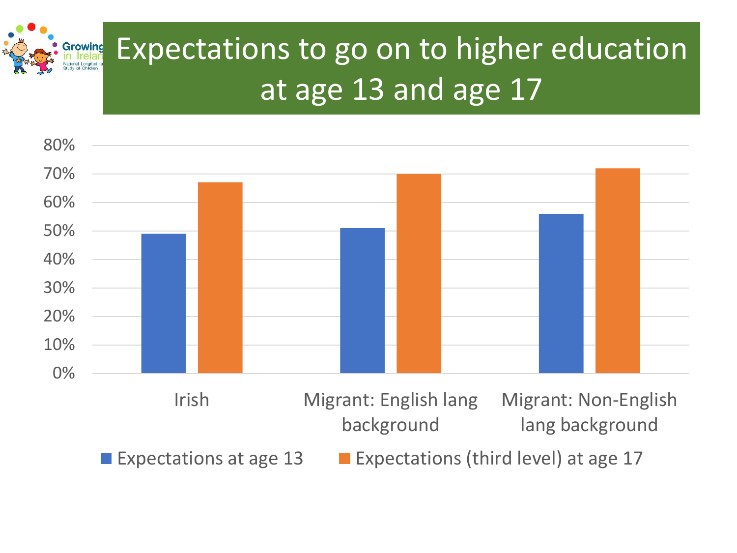# Expectations to go on to higher education at age 13 and age 17

| | Expectations at age 13 | Expectations (third level) at age 17 |
|---|---|---|
| Irish | 49% | 67% |
| Migrant: English lang background | 51% | 70% |
| Migrant: Non-English lang background | 56% | 72% |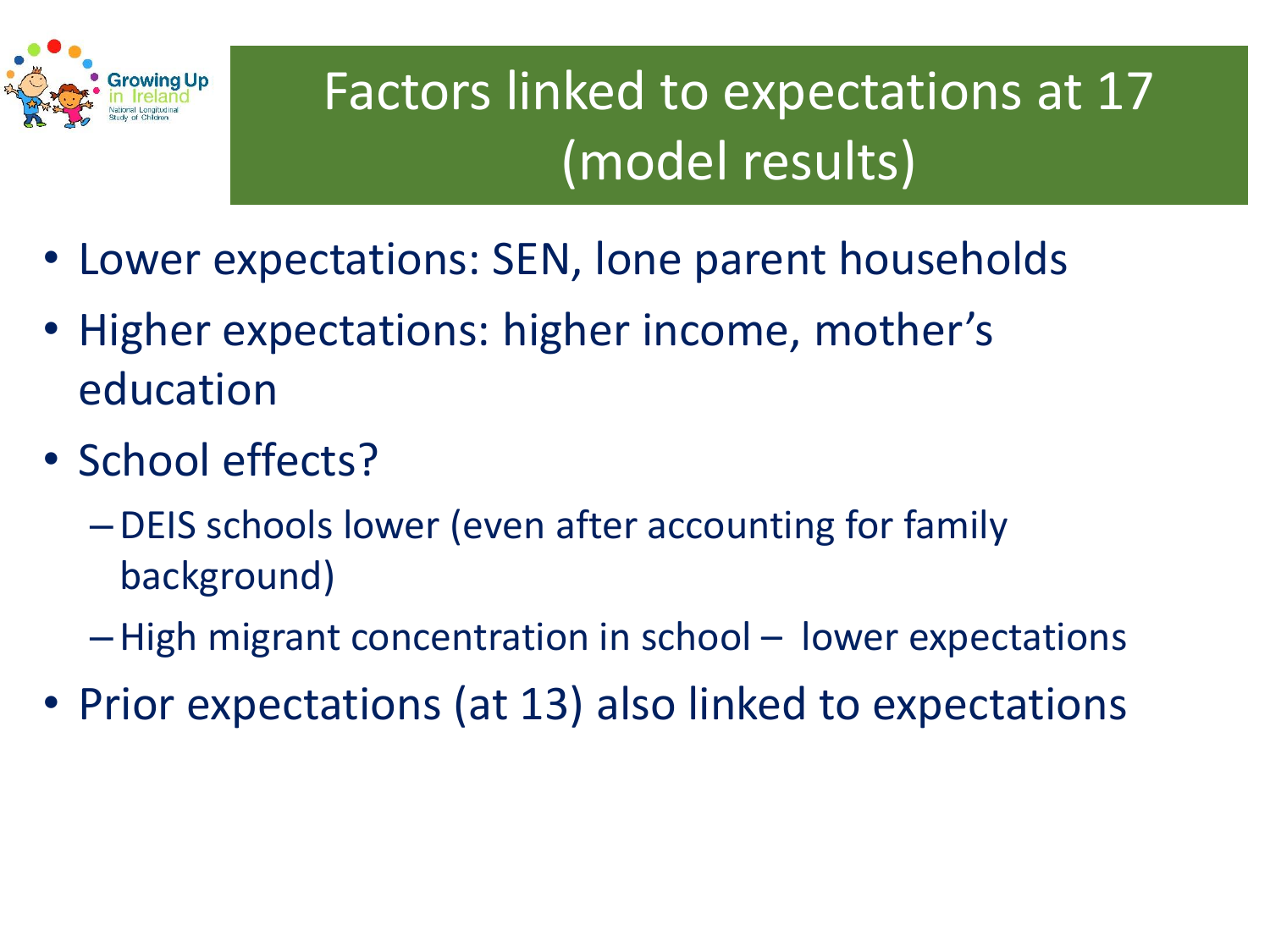# Factors linked to expectations at 17 (model results)

- Lower expectations: SEN, lone parent households
- Higher expectations: higher income, mother's education
- School effects?
  - DEIS schools lower (even after accounting for family background)
  - High migrant concentration in school – lower expectations
- Prior expectations (at 13) also linked to expectations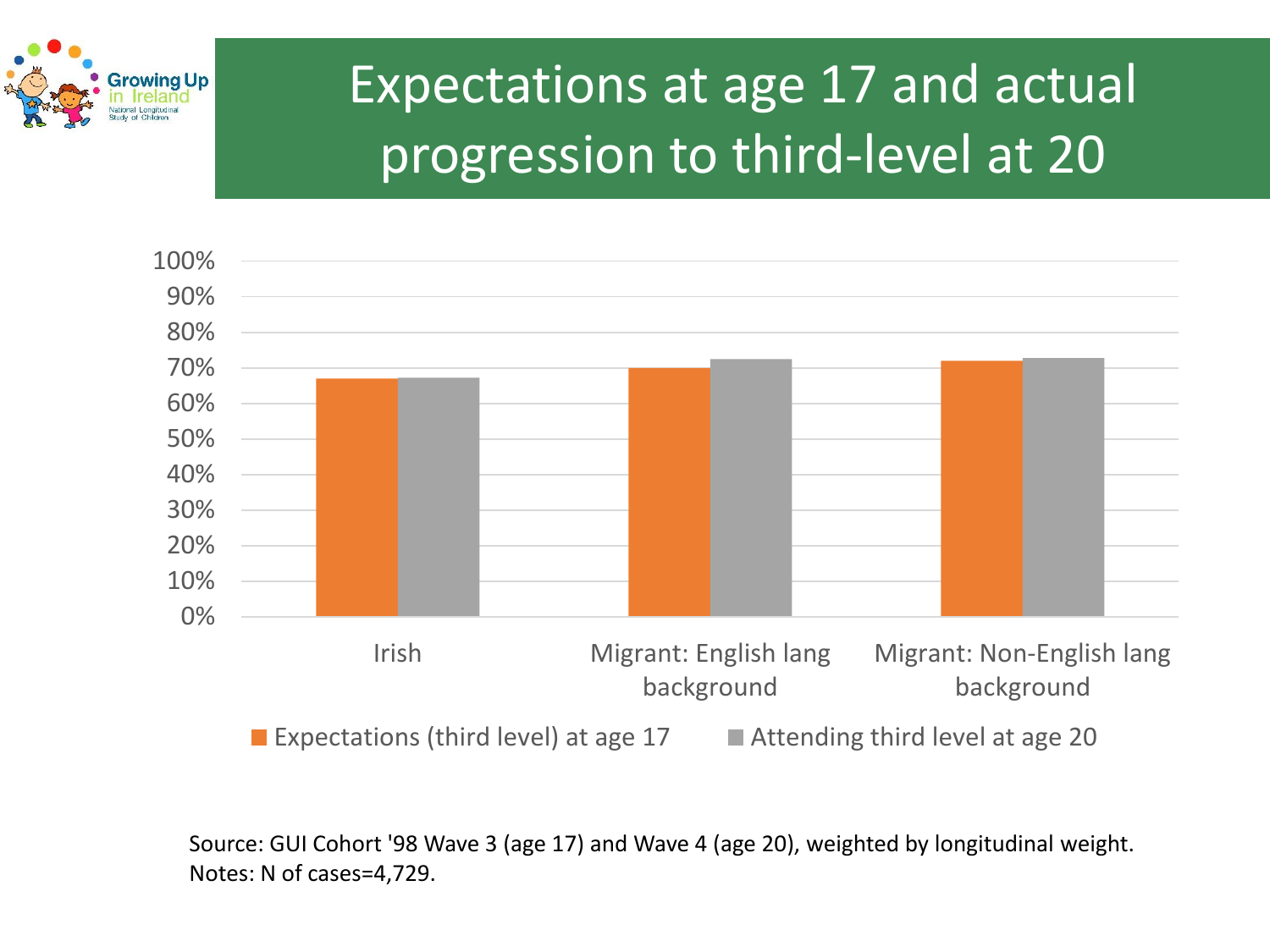# Expectations at age 17 and actual progression to third-level at 20

| | Expectations (third level) at age 17 | Attending third level at age 20 |
|---|---|---|
| Irish | ~67% | ~67% |
| Migrant: English lang background | ~70% | ~72% |
| Migrant: Non-English lang background | ~72% | ~73% |

Source: GUI Cohort '98 Wave 3 (age 17) and Wave 4 (age 20), weighted by longitudinal weight.
Notes: N of cases=4,729.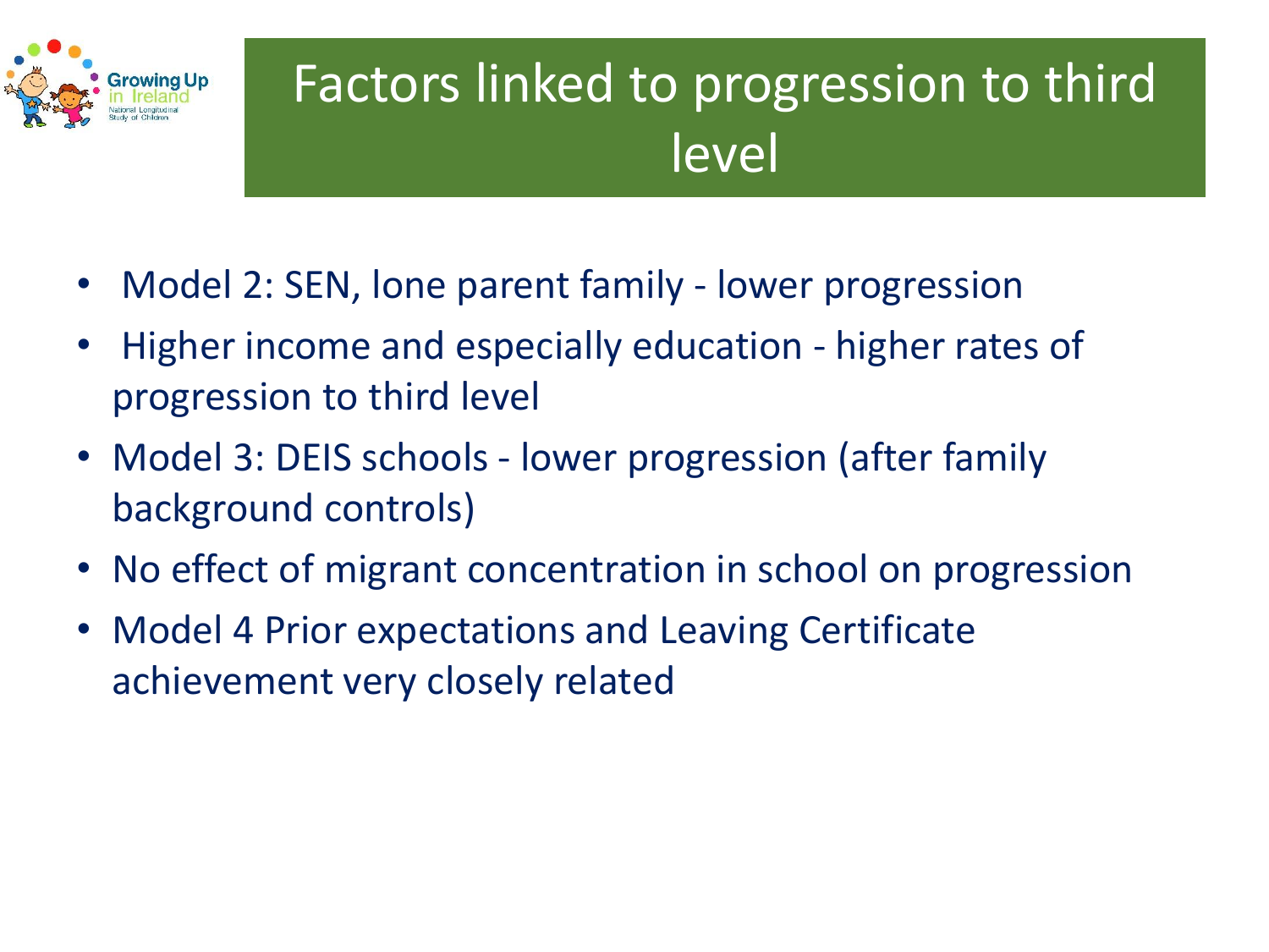# Factors linked to progression to third level

- Model 2: SEN, lone parent family - lower progression
- Higher income and especially education - higher rates of progression to third level
- Model 3: DEIS schools - lower progression (after family background controls)
- No effect of migrant concentration in school on progression
- Model 4 Prior expectations and Leaving Certificate achievement very closely related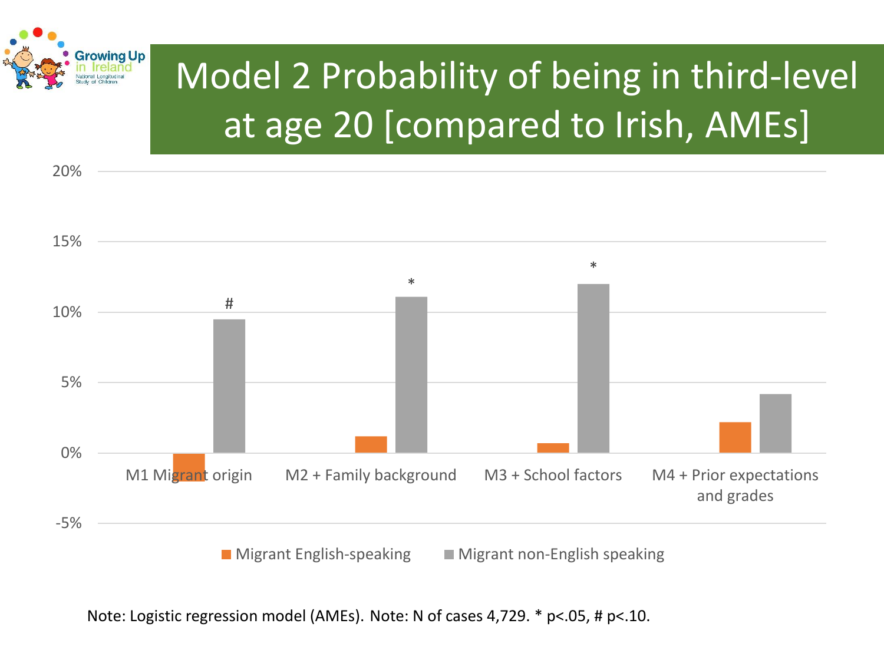# Model 2 Probability of being in third-level at age 20 [compared to Irish, AMEs]

| Model | Migrant English-speaking | Migrant non-English speaking |
| --- | --- | --- |
| M1 Migrant origin | -2% | 9.5% # |
| M2 + Family background | 1.2% | 11.1% * |
| M3 + School factors | 0.7% | 12% * |
| M4 + Prior expectations and grades | 2.2% | 4.2% |

Note: Logistic regression model (AMEs). Note: N of cases 4,729. * $p<.05$, # $p<.10$.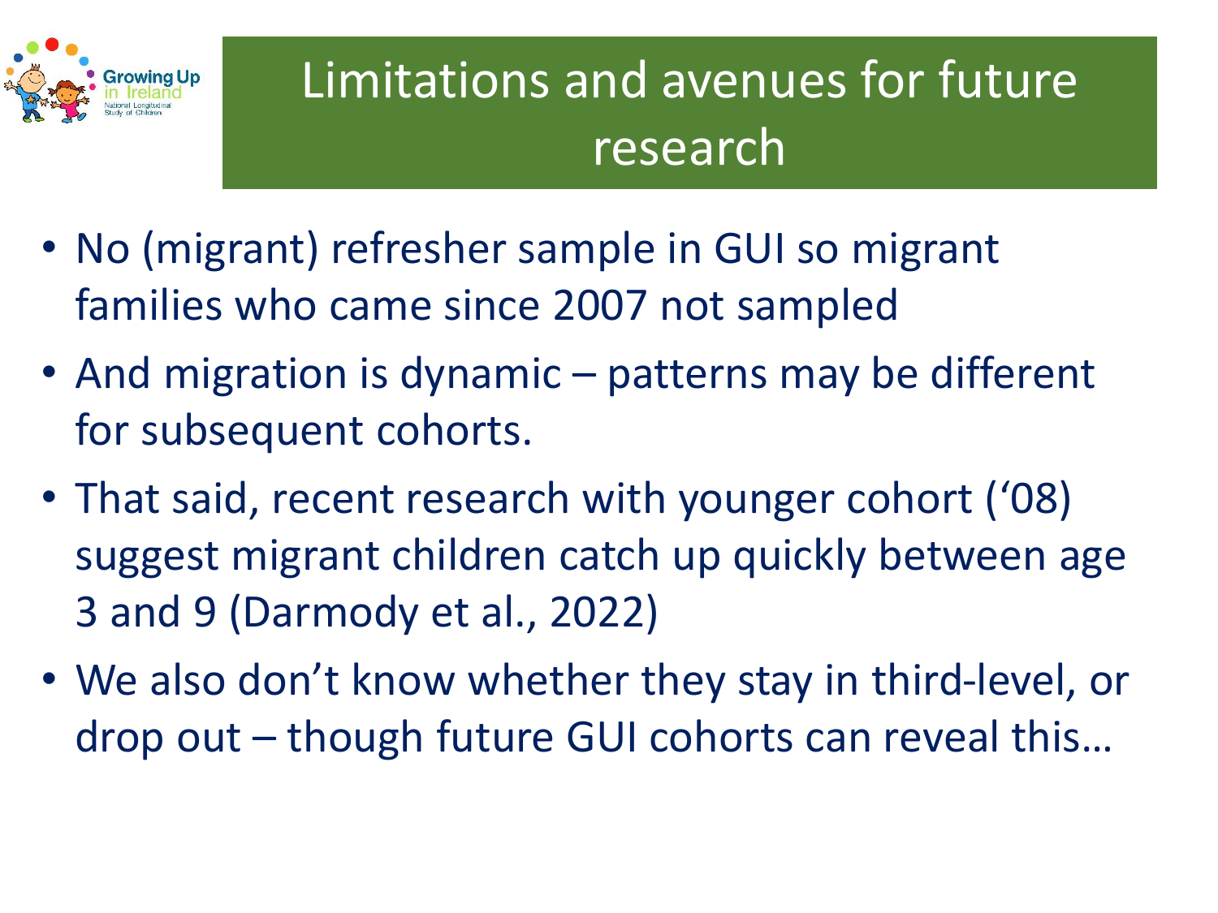# Limitations and avenues for future research

- No (migrant) refresher sample in GUI so migrant families who came since 2007 not sampled
- And migration is dynamic – patterns may be different for subsequent cohorts.
- That said, recent research with younger cohort ('08) suggest migrant children catch up quickly between age 3 and 9 (Darmody et al., 2022)
- We also don't know whether they stay in third-level, or drop out – though future GUI cohorts can reveal this…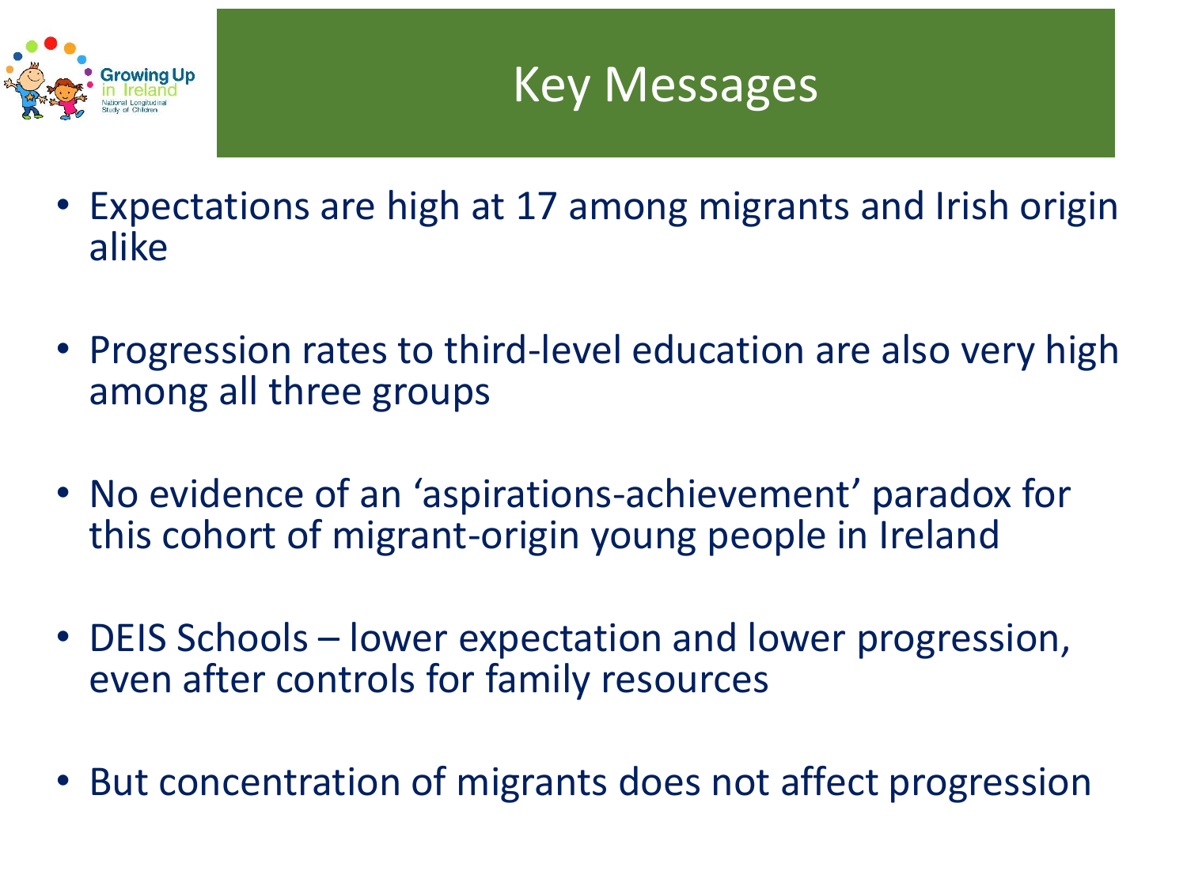# Key Messages

- Expectations are high at 17 among migrants and Irish origin alike
- Progression rates to third-level education are also very high among all three groups
- No evidence of an 'aspirations-achievement' paradox for this cohort of migrant-origin young people in Ireland
- DEIS Schools – lower expectation and lower progression, even after controls for family resources
- But concentration of migrants does not affect progression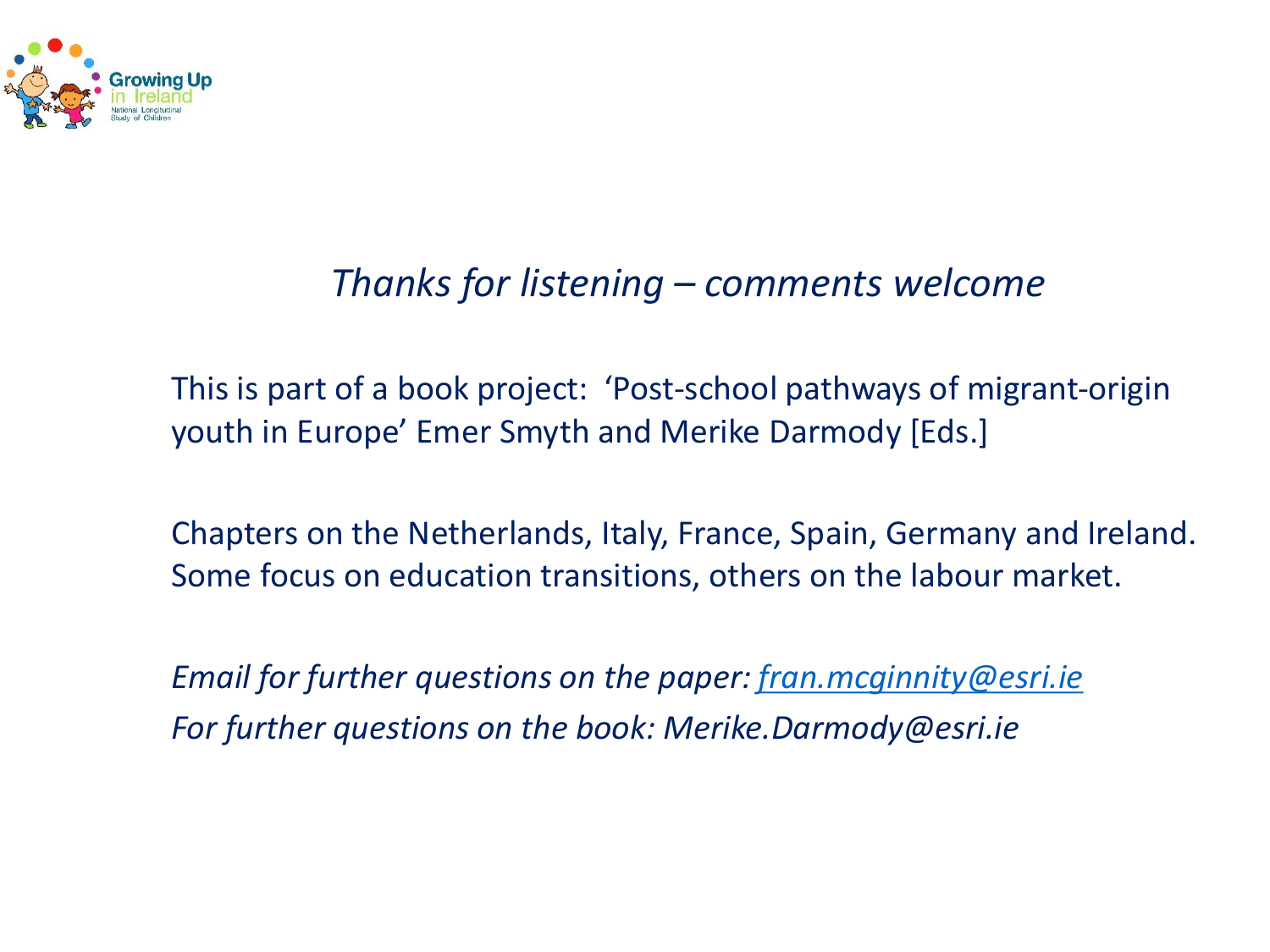*Thanks for listening – comments welcome*

This is part of a book project: 'Post-school pathways of migrant-origin youth in Europe' Emer Smyth and Merike Darmody [Eds.]

Chapters on the Netherlands, Italy, France, Spain, Germany and Ireland. Some focus on education transitions, others on the labour market.

*Email for further questions on the paper: fran.mcginnity@esri.ie*

*For further questions on the book: Merike.Darmody@esri.ie*